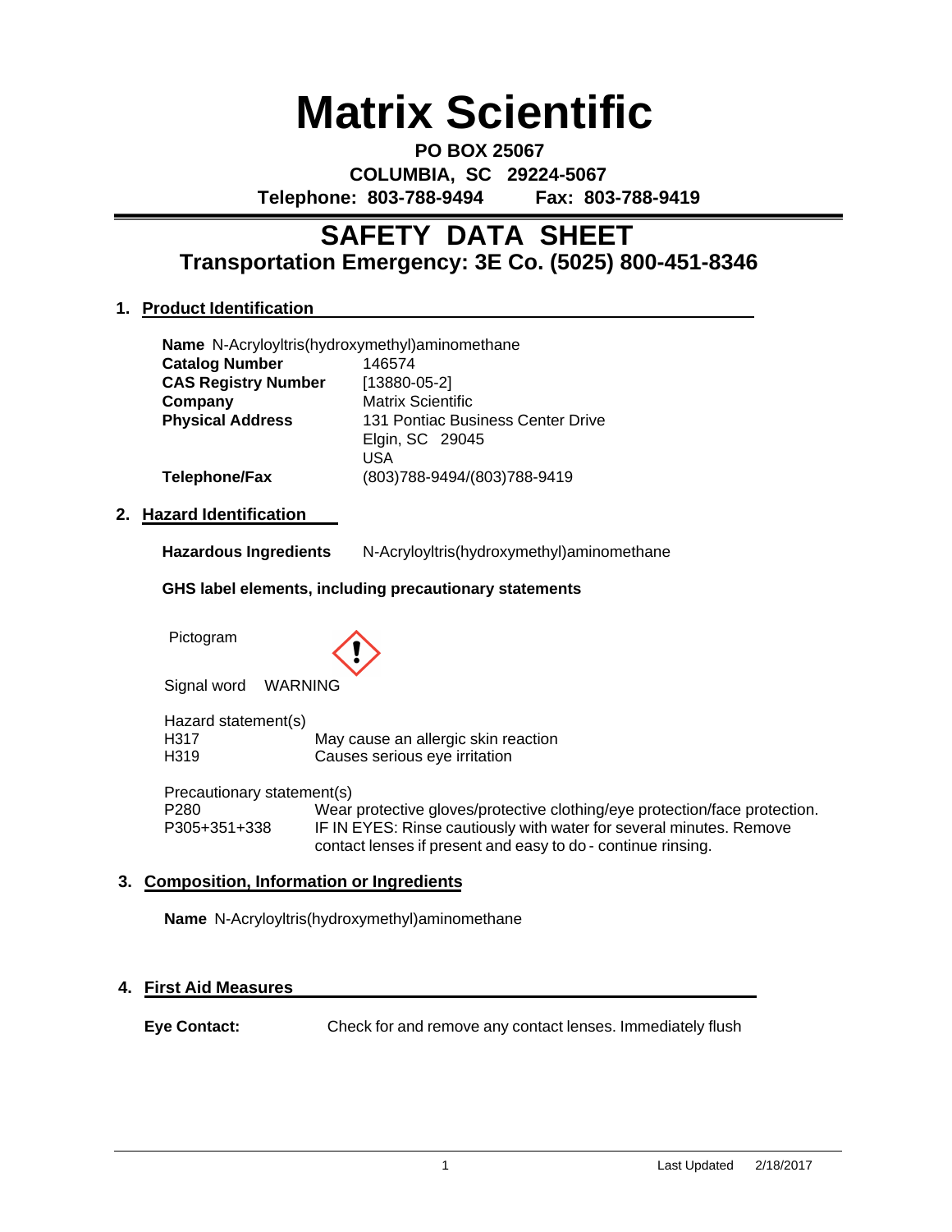# Matrix Scientific

**PO BOX 25067**
**COLUMBIA, SC 29224-5067**
**Telephone: 803-788-9494 Fax: 803-788-9419**

## SAFETY DATA SHEET
### Transportation Emergency: 3E Co. (5025) 800-451-8346

### 1. Product Identification

**Name** N-Acryloyltris(hydroxymethyl)aminomethane

| | |
|---|---|
| **Catalog Number** | 146574 |
| **CAS Registry Number** | [13880-05-2] |
| **Company** | Matrix Scientific |
| **Physical Address** | 131 Pontiac Business Center Drive<br>Elgin, SC 29045<br>USA |
| **Telephone/Fax** | (803)788-9494/(803)788-9419 |

### 2. Hazard Identification

**Hazardous Ingredients** N-Acryloyltris(hydroxymethyl)aminomethane

**GHS label elements, including precautionary statements**

Pictogram

Signal word WARNING

Hazard statement(s)

| | |
|---|---|
| H317 | May cause an allergic skin reaction |
| H319 | Causes serious eye irritation |

Precautionary statement(s)

| | |
|---|---|
| P280 | Wear protective gloves/protective clothing/eye protection/face protection. |
| P305+351+338 | IF IN EYES: Rinse cautiously with water for several minutes. Remove contact lenses if present and easy to do - continue rinsing. |

### 3. Composition, Information or Ingredients

**Name** N-Acryloyltris(hydroxymethyl)aminomethane

### 4. First Aid Measures

**Eye Contact:** Check for and remove any contact lenses. Immediately flush

Last Updated 2/18/2017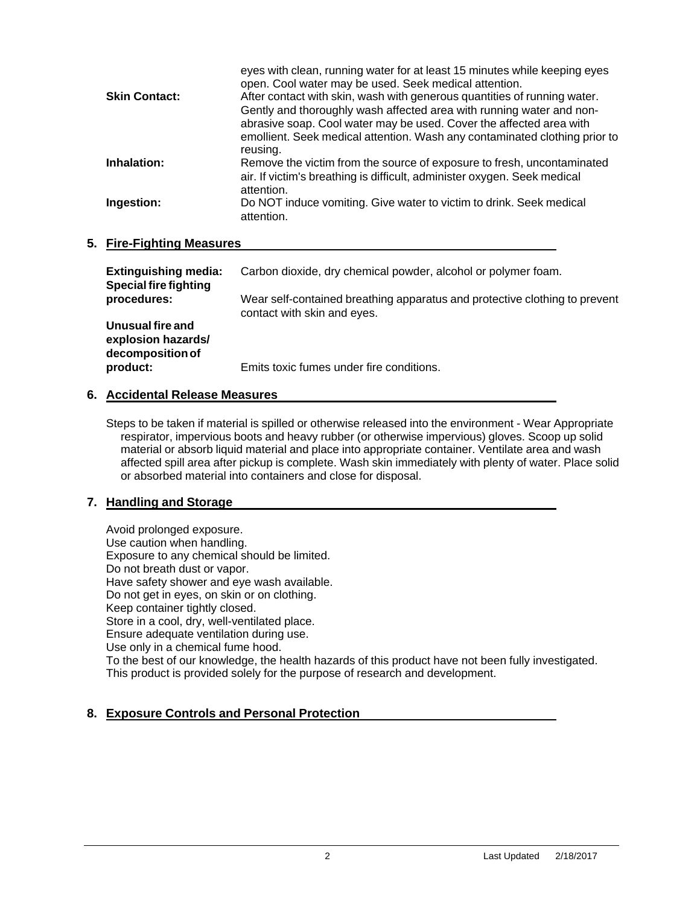eyes with clean, running water for at least 15 minutes while keeping eyes open. Cool water may be used. Seek medical attention.

**Skin Contact:** After contact with skin, wash with generous quantities of running water. Gently and thoroughly wash affected area with running water and non-abrasive soap. Cool water may be used. Cover the affected area with emollient. Seek medical attention. Wash any contaminated clothing prior to reusing.

**Inhalation:** Remove the victim from the source of exposure to fresh, uncontaminated air. If victim's breathing is difficult, administer oxygen. Seek medical attention.

**Ingestion:** Do NOT induce vomiting. Give water to victim to drink. Seek medical attention.

## 5. Fire-Fighting Measures

**Extinguishing media:** Carbon dioxide, dry chemical powder, alcohol or polymer foam.

**Special fire fighting procedures:** Wear self-contained breathing apparatus and protective clothing to prevent contact with skin and eyes.

**Unusual fire and explosion hazards/ decomposition of product:** Emits toxic fumes under fire conditions.

## 6. Accidental Release Measures

Steps to be taken if material is spilled or otherwise released into the environment - Wear Appropriate respirator, impervious boots and heavy rubber (or otherwise impervious) gloves. Scoop up solid material or absorb liquid material and place into appropriate container. Ventilate area and wash affected spill area after pickup is complete. Wash skin immediately with plenty of water. Place solid or absorbed material into containers and close for disposal.

## 7. Handling and Storage

Avoid prolonged exposure.
Use caution when handling.
Exposure to any chemical should be limited.
Do not breath dust or vapor.
Have safety shower and eye wash available.
Do not get in eyes, on skin or on clothing.
Keep container tightly closed.
Store in a cool, dry, well-ventilated place.
Ensure adequate ventilation during use.
Use only in a chemical fume hood.
To the best of our knowledge, the health hazards of this product have not been fully investigated.
This product is provided solely for the purpose of research and development.

## 8. Exposure Controls and Personal Protection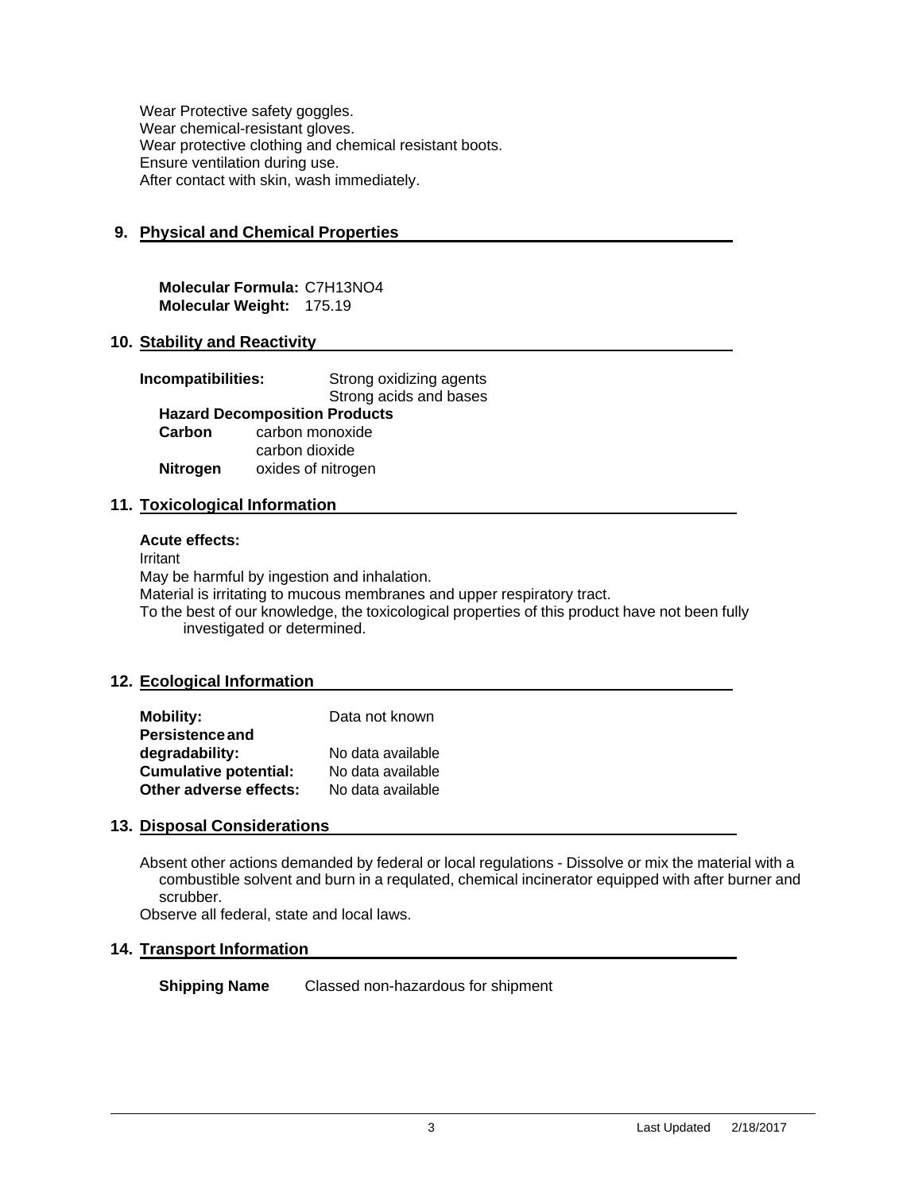Wear Protective safety goggles.
Wear chemical-resistant gloves.
Wear protective clothing and chemical resistant boots.
Ensure ventilation during use.
After contact with skin, wash immediately.

## 9. Physical and Chemical Properties

**Molecular Formula:** $C_7H_{13}NO_4$
**Molecular Weight:** 175.19

## 10. Stability and Reactivity

**Incompatibilities:** Strong oxidizing agents
Strong acids and bases

**Hazard Decomposition Products**

| | |
|---|---|
| **Carbon** | carbon monoxide |
| | carbon dioxide |
| **Nitrogen** | oxides of nitrogen |

## 11. Toxicological Information

**Acute effects:**

Irritant
May be harmful by ingestion and inhalation.
Material is irritating to mucous membranes and upper respiratory tract.
To the best of our knowledge, the toxicological properties of this product have not been fully investigated or determined.

## 12. Ecological Information

| | |
|---|---|
| **Mobility:** | Data not known |
| **Persistence and degradability:** | No data available |
| **Cumulative potential:** | No data available |
| **Other adverse effects:** | No data available |

## 13. Disposal Considerations

Absent other actions demanded by federal or local regulations - Dissolve or mix the material with a combustible solvent and burn in a requlated, chemical incinerator equipped with after burner and scrubber.
Observe all federal, state and local laws.

## 14. Transport Information

**Shipping Name** Classed non-hazardous for shipment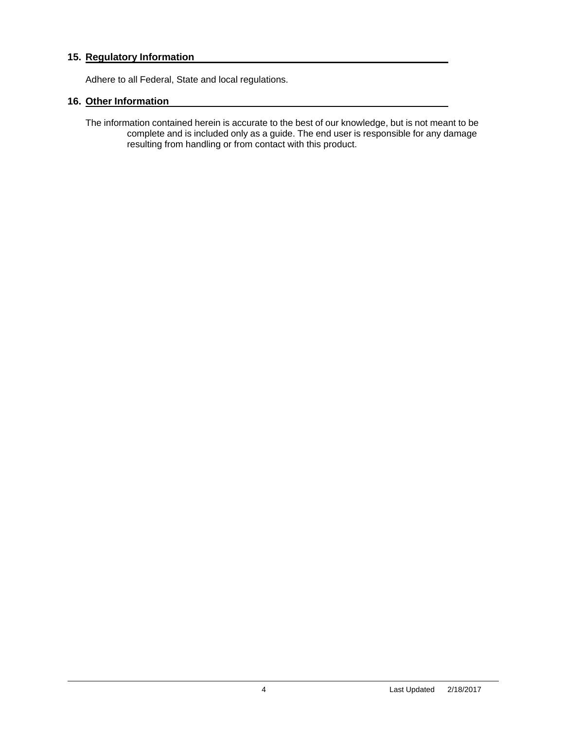## 15. Regulatory Information

Adhere to all Federal, State and local regulations.

## 16. Other Information

The information contained herein is accurate to the best of our knowledge, but is not meant to be complete and is included only as a guide. The end user is responsible for any damage resulting from handling or from contact with this product.